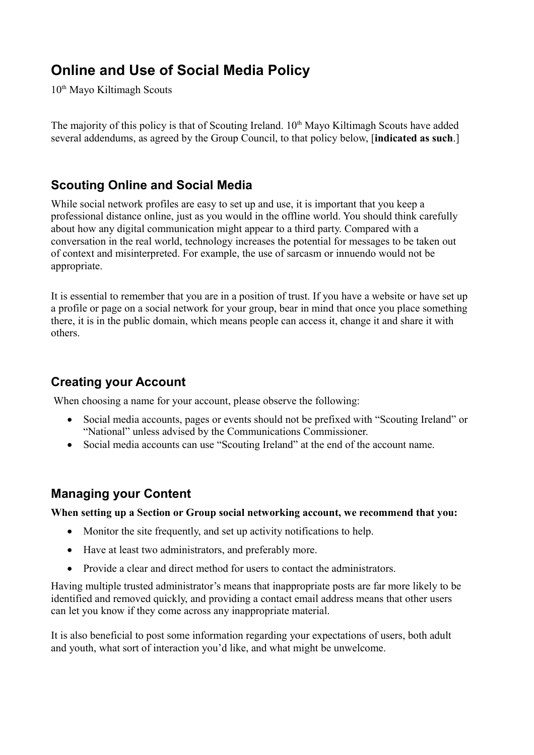# Online and Use of Social Media Policy

10th Mayo Kiltimagh Scouts

The majority of this policy is that of Scouting Ireland. 10th Mayo Kiltimagh Scouts have added several addendums, as agreed by the Group Council, to that policy below, [**indicated as such**.]

## Scouting Online and Social Media

While social network profiles are easy to set up and use, it is important that you keep a professional distance online, just as you would in the offline world. You should think carefully about how any digital communication might appear to a third party. Compared with a conversation in the real world, technology increases the potential for messages to be taken out of context and misinterpreted. For example, the use of sarcasm or innuendo would not be appropriate.

It is essential to remember that you are in a position of trust. If you have a website or have set up a profile or page on a social network for your group, bear in mind that once you place something there, it is in the public domain, which means people can access it, change it and share it with others.

## Creating your Account

When choosing a name for your account, please observe the following:

- Social media accounts, pages or events should not be prefixed with "Scouting Ireland" or "National" unless advised by the Communications Commissioner.
- Social media accounts can use "Scouting Ireland" at the end of the account name.

## Managing your Content

**When setting up a Section or Group social networking account, we recommend that you:**

- Monitor the site frequently, and set up activity notifications to help.
- Have at least two administrators, and preferably more.
- Provide a clear and direct method for users to contact the administrators.

Having multiple trusted administrator's means that inappropriate posts are far more likely to be identified and removed quickly, and providing a contact email address means that other users can let you know if they come across any inappropriate material.

It is also beneficial to post some information regarding your expectations of users, both adult and youth, what sort of interaction you'd like, and what might be unwelcome.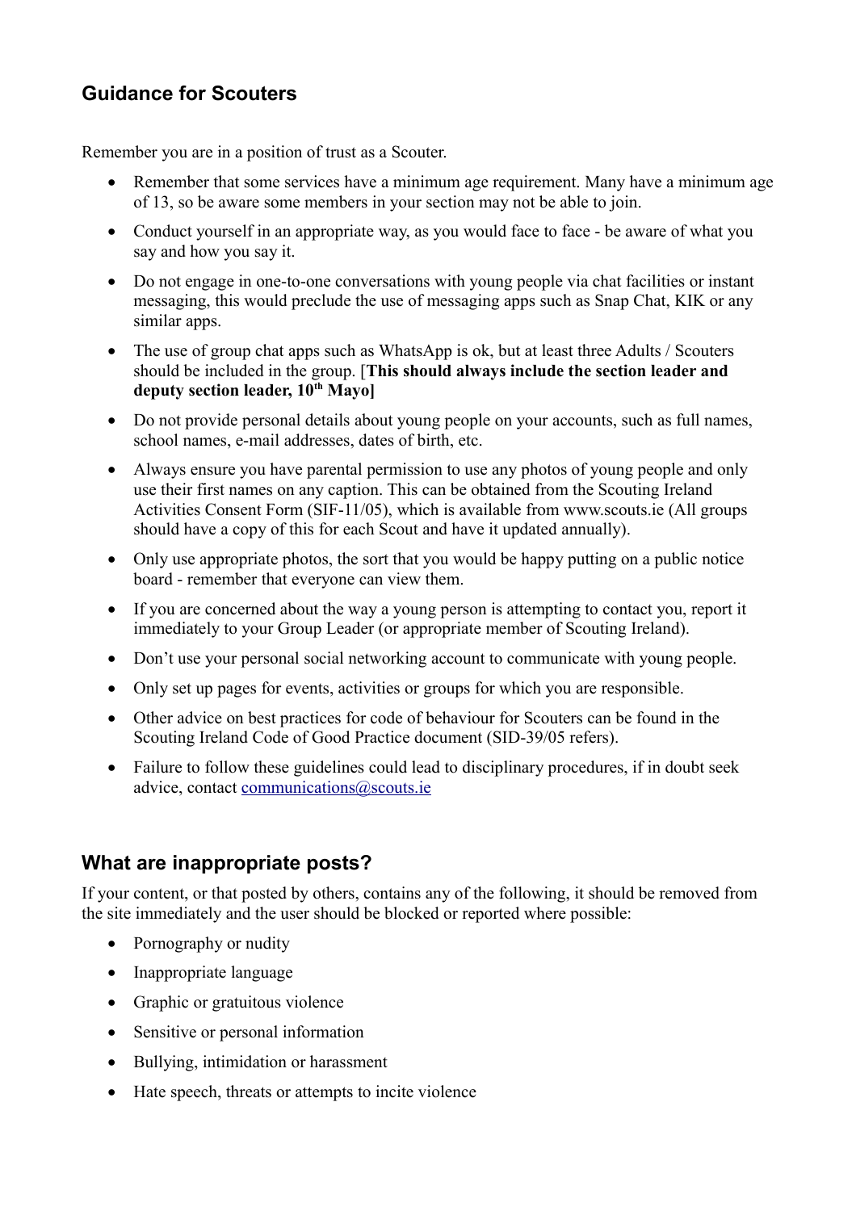## Guidance for Scouters

Remember you are in a position of trust as a Scouter.

- Remember that some services have a minimum age requirement. Many have a minimum age of 13, so be aware some members in your section may not be able to join.
- Conduct yourself in an appropriate way, as you would face to face - be aware of what you say and how you say it.
- Do not engage in one-to-one conversations with young people via chat facilities or instant messaging, this would preclude the use of messaging apps such as Snap Chat, KIK or any similar apps.
- The use of group chat apps such as WhatsApp is ok, but at least three Adults / Scouters should be included in the group. [**This should always include the section leader and deputy section leader, 10th Mayo]**
- Do not provide personal details about young people on your accounts, such as full names, school names, e-mail addresses, dates of birth, etc.
- Always ensure you have parental permission to use any photos of young people and only use their first names on any caption. This can be obtained from the Scouting Ireland Activities Consent Form (SIF-11/05), which is available from www.scouts.ie (All groups should have a copy of this for each Scout and have it updated annually).
- Only use appropriate photos, the sort that you would be happy putting on a public notice board - remember that everyone can view them.
- If you are concerned about the way a young person is attempting to contact you, report it immediately to your Group Leader (or appropriate member of Scouting Ireland).
- Don't use your personal social networking account to communicate with young people.
- Only set up pages for events, activities or groups for which you are responsible.
- Other advice on best practices for code of behaviour for Scouters can be found in the Scouting Ireland Code of Good Practice document (SID-39/05 refers).
- Failure to follow these guidelines could lead to disciplinary procedures, if in doubt seek advice, contact communications@scouts.ie

## What are inappropriate posts?

If your content, or that posted by others, contains any of the following, it should be removed from the site immediately and the user should be blocked or reported where possible:

- Pornography or nudity
- Inappropriate language
- Graphic or gratuitous violence
- Sensitive or personal information
- Bullying, intimidation or harassment
- Hate speech, threats or attempts to incite violence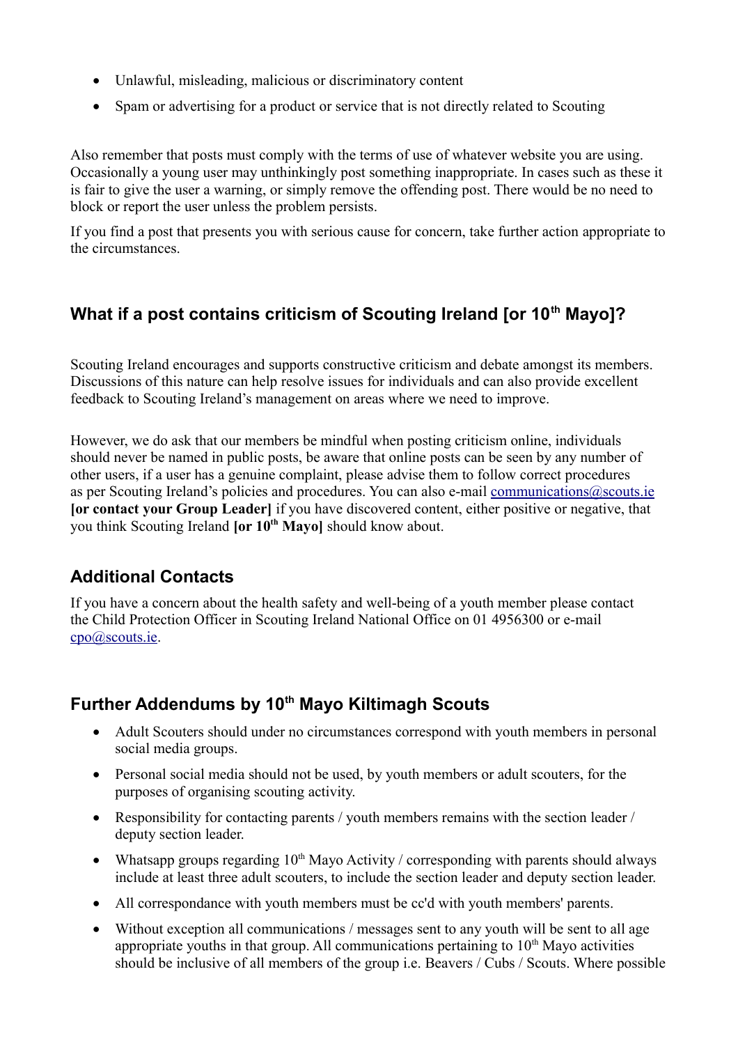- Unlawful, misleading, malicious or discriminatory content
- Spam or advertising for a product or service that is not directly related to Scouting

Also remember that posts must comply with the terms of use of whatever website you are using. Occasionally a young user may unthinkingly post something inappropriate. In cases such as these it is fair to give the user a warning, or simply remove the offending post. There would be no need to block or report the user unless the problem persists.

If you find a post that presents you with serious cause for concern, take further action appropriate to the circumstances.

## What if a post contains criticism of Scouting Ireland [or 10th Mayo]?

Scouting Ireland encourages and supports constructive criticism and debate amongst its members. Discussions of this nature can help resolve issues for individuals and can also provide excellent feedback to Scouting Ireland's management on areas where we need to improve.

However, we do ask that our members be mindful when posting criticism online, individuals should never be named in public posts, be aware that online posts can be seen by any number of other users, if a user has a genuine complaint, please advise them to follow correct procedures as per Scouting Ireland's policies and procedures. You can also e-mail communications@scouts.ie **[or contact your Group Leader]** if you have discovered content, either positive or negative, that you think Scouting Ireland **[or 10th Mayo]** should know about.

## Additional Contacts

If you have a concern about the health safety and well-being of a youth member please contact the Child Protection Officer in Scouting Ireland National Office on 01 4956300 or e-mail cpo@scouts.ie.

## Further Addendums by 10th Mayo Kiltimagh Scouts

- Adult Scouters should under no circumstances correspond with youth members in personal social media groups.
- Personal social media should not be used, by youth members or adult scouters, for the purposes of organising scouting activity.
- Responsibility for contacting parents / youth members remains with the section leader / deputy section leader.
- Whatsapp groups regarding 10th Mayo Activity / corresponding with parents should always include at least three adult scouters, to include the section leader and deputy section leader.
- All correspondance with youth members must be cc'd with youth members' parents.
- Without exception all communications / messages sent to any youth will be sent to all age appropriate youths in that group. All communications pertaining to 10th Mayo activities should be inclusive of all members of the group i.e. Beavers / Cubs / Scouts. Where possible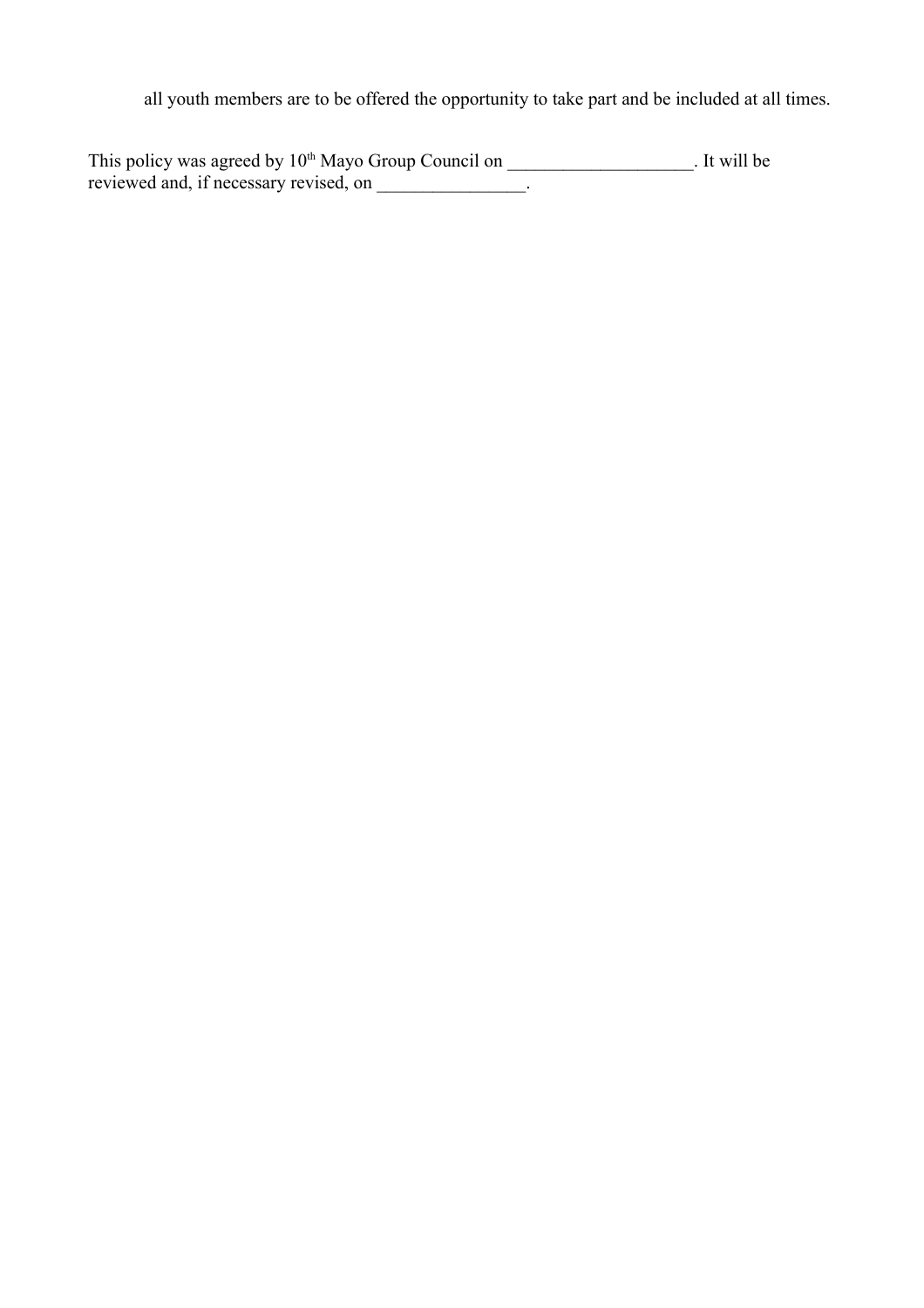all youth members are to be offered the opportunity to take part and be included at all times.

This policy was agreed by 10th Mayo Group Council on ____________________. It will be reviewed and, if necessary revised, on ________________.